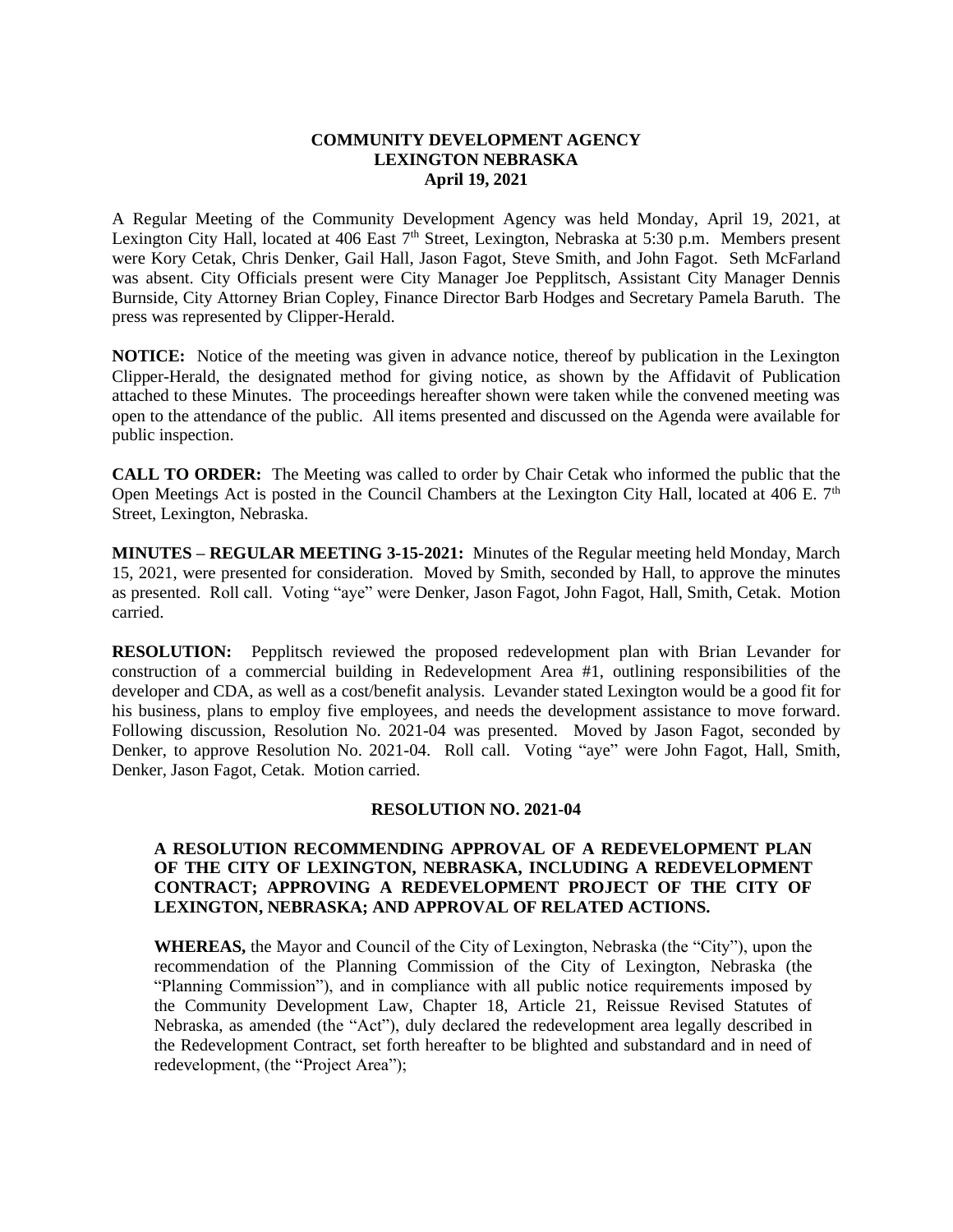**COMMUNITY DEVELOPMENT AGENCY**
**LEXINGTON NEBRASKA**
**April 19, 2021**

A Regular Meeting of the Community Development Agency was held Monday, April 19, 2021, at Lexington City Hall, located at 406 East 7th Street, Lexington, Nebraska at 5:30 p.m. Members present were Kory Cetak, Chris Denker, Gail Hall, Jason Fagot, Steve Smith, and John Fagot. Seth McFarland was absent. City Officials present were City Manager Joe Pepplitsch, Assistant City Manager Dennis Burnside, City Attorney Brian Copley, Finance Director Barb Hodges and Secretary Pamela Baruth. The press was represented by Clipper-Herald.

**NOTICE:** Notice of the meeting was given in advance notice, thereof by publication in the Lexington Clipper-Herald, the designated method for giving notice, as shown by the Affidavit of Publication attached to these Minutes. The proceedings hereafter shown were taken while the convened meeting was open to the attendance of the public. All items presented and discussed on the Agenda were available for public inspection.

**CALL TO ORDER:** The Meeting was called to order by Chair Cetak who informed the public that the Open Meetings Act is posted in the Council Chambers at the Lexington City Hall, located at 406 E. 7th Street, Lexington, Nebraska.

**MINUTES – REGULAR MEETING 3-15-2021:** Minutes of the Regular meeting held Monday, March 15, 2021, were presented for consideration. Moved by Smith, seconded by Hall, to approve the minutes as presented. Roll call. Voting "aye" were Denker, Jason Fagot, John Fagot, Hall, Smith, Cetak. Motion carried.

**RESOLUTION:** Pepplitsch reviewed the proposed redevelopment plan with Brian Levander for construction of a commercial building in Redevelopment Area #1, outlining responsibilities of the developer and CDA, as well as a cost/benefit analysis. Levander stated Lexington would be a good fit for his business, plans to employ five employees, and needs the development assistance to move forward. Following discussion, Resolution No. 2021-04 was presented. Moved by Jason Fagot, seconded by Denker, to approve Resolution No. 2021-04. Roll call. Voting "aye" were John Fagot, Hall, Smith, Denker, Jason Fagot, Cetak. Motion carried.

**RESOLUTION NO. 2021-04**

**A RESOLUTION RECOMMENDING APPROVAL OF A REDEVELOPMENT PLAN OF THE CITY OF LEXINGTON, NEBRASKA, INCLUDING A REDEVELOPMENT CONTRACT; APPROVING A REDEVELOPMENT PROJECT OF THE CITY OF LEXINGTON, NEBRASKA; AND APPROVAL OF RELATED ACTIONS.**

**WHEREAS,** the Mayor and Council of the City of Lexington, Nebraska (the "City"), upon the recommendation of the Planning Commission of the City of Lexington, Nebraska (the "Planning Commission"), and in compliance with all public notice requirements imposed by the Community Development Law, Chapter 18, Article 21, Reissue Revised Statutes of Nebraska, as amended (the "Act"), duly declared the redevelopment area legally described in the Redevelopment Contract, set forth hereafter to be blighted and substandard and in need of redevelopment, (the "Project Area");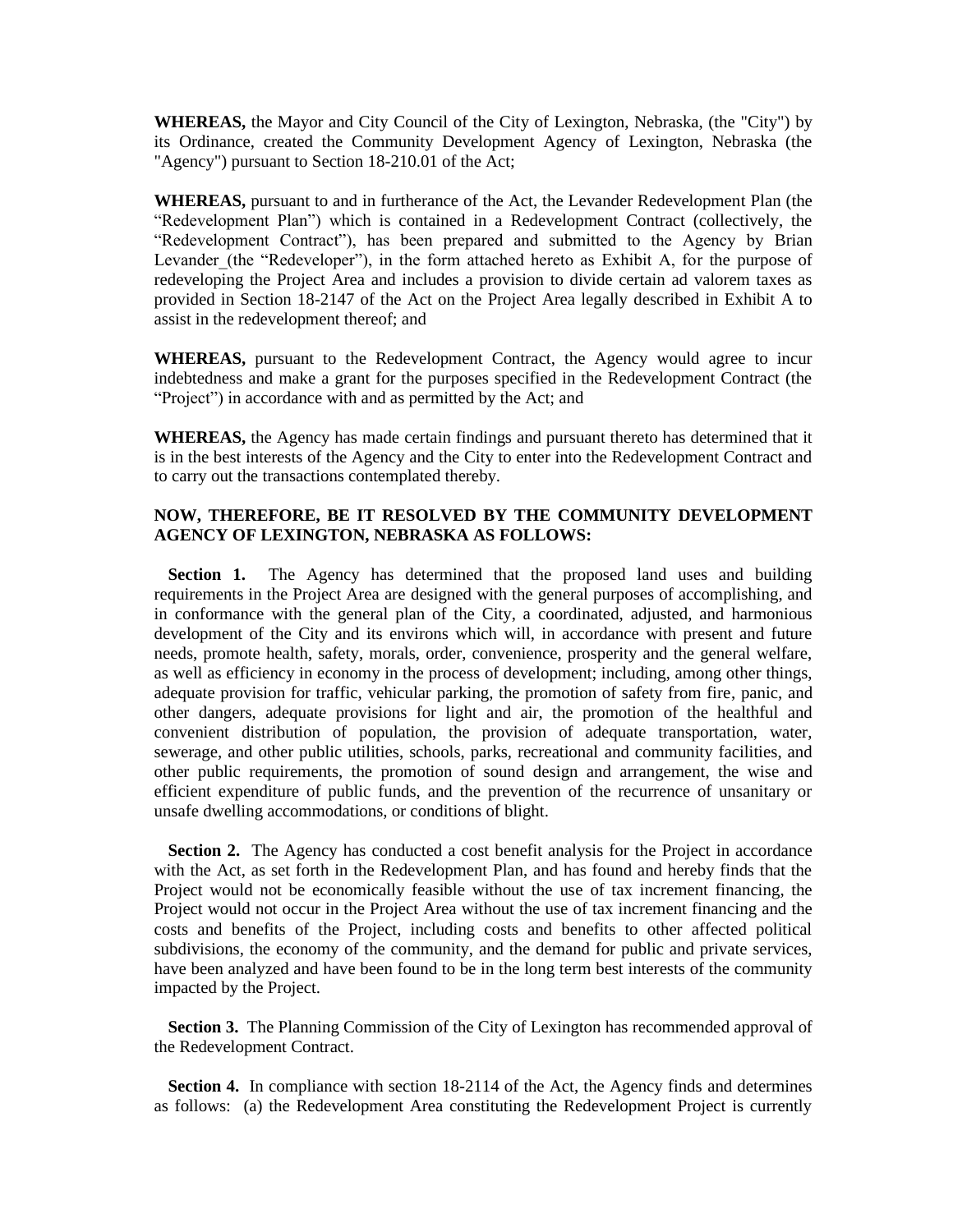**WHEREAS,** the Mayor and City Council of the City of Lexington, Nebraska, (the "City") by its Ordinance, created the Community Development Agency of Lexington, Nebraska (the "Agency") pursuant to Section 18-210.01 of the Act;

**WHEREAS,** pursuant to and in furtherance of the Act, the Levander Redevelopment Plan (the "Redevelopment Plan") which is contained in a Redevelopment Contract (collectively, the "Redevelopment Contract"), has been prepared and submitted to the Agency by Brian Levander_(the "Redeveloper"), in the form attached hereto as Exhibit A, for the purpose of redeveloping the Project Area and includes a provision to divide certain ad valorem taxes as provided in Section 18-2147 of the Act on the Project Area legally described in Exhibit A to assist in the redevelopment thereof; and

**WHEREAS,** pursuant to the Redevelopment Contract, the Agency would agree to incur indebtedness and make a grant for the purposes specified in the Redevelopment Contract (the "Project") in accordance with and as permitted by the Act; and

**WHEREAS,** the Agency has made certain findings and pursuant thereto has determined that it is in the best interests of the Agency and the City to enter into the Redevelopment Contract and to carry out the transactions contemplated thereby.

**NOW, THEREFORE, BE IT RESOLVED BY THE COMMUNITY DEVELOPMENT AGENCY OF LEXINGTON, NEBRASKA AS FOLLOWS:**

**Section 1.** The Agency has determined that the proposed land uses and building requirements in the Project Area are designed with the general purposes of accomplishing, and in conformance with the general plan of the City, a coordinated, adjusted, and harmonious development of the City and its environs which will, in accordance with present and future needs, promote health, safety, morals, order, convenience, prosperity and the general welfare, as well as efficiency in economy in the process of development; including, among other things, adequate provision for traffic, vehicular parking, the promotion of safety from fire, panic, and other dangers, adequate provisions for light and air, the promotion of the healthful and convenient distribution of population, the provision of adequate transportation, water, sewerage, and other public utilities, schools, parks, recreational and community facilities, and other public requirements, the promotion of sound design and arrangement, the wise and efficient expenditure of public funds, and the prevention of the recurrence of unsanitary or unsafe dwelling accommodations, or conditions of blight.

**Section 2.** The Agency has conducted a cost benefit analysis for the Project in accordance with the Act, as set forth in the Redevelopment Plan, and has found and hereby finds that the Project would not be economically feasible without the use of tax increment financing, the Project would not occur in the Project Area without the use of tax increment financing and the costs and benefits of the Project, including costs and benefits to other affected political subdivisions, the economy of the community, and the demand for public and private services, have been analyzed and have been found to be in the long term best interests of the community impacted by the Project.

**Section 3.** The Planning Commission of the City of Lexington has recommended approval of the Redevelopment Contract.

**Section 4.** In compliance with section 18-2114 of the Act, the Agency finds and determines as follows: (a) the Redevelopment Area constituting the Redevelopment Project is currently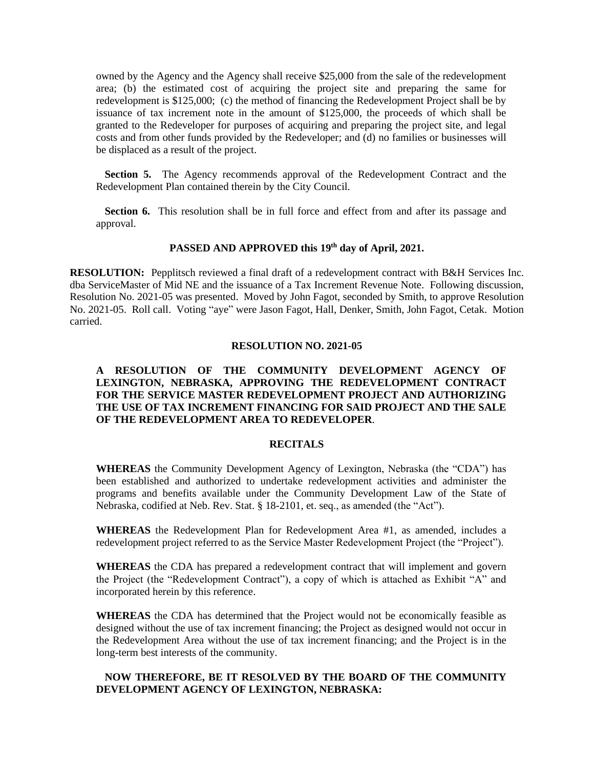owned by the Agency and the Agency shall receive $25,000 from the sale of the redevelopment area; (b) the estimated cost of acquiring the project site and preparing the same for redevelopment is $125,000; (c) the method of financing the Redevelopment Project shall be by issuance of tax increment note in the amount of $125,000, the proceeds of which shall be granted to the Redeveloper for purposes of acquiring and preparing the project site, and legal costs and from other funds provided by the Redeveloper; and (d) no families or businesses will be displaced as a result of the project.

**Section 5.** The Agency recommends approval of the Redevelopment Contract and the Redevelopment Plan contained therein by the City Council.

**Section 6.** This resolution shall be in full force and effect from and after its passage and approval.

**PASSED AND APPROVED this 19th day of April, 2021.**

**RESOLUTION:** Pepplitsch reviewed a final draft of a redevelopment contract with B&H Services Inc. dba ServiceMaster of Mid NE and the issuance of a Tax Increment Revenue Note. Following discussion, Resolution No. 2021-05 was presented. Moved by John Fagot, seconded by Smith, to approve Resolution No. 2021-05. Roll call. Voting "aye" were Jason Fagot, Hall, Denker, Smith, John Fagot, Cetak. Motion carried.

**RESOLUTION NO. 2021-05**

**A RESOLUTION OF THE COMMUNITY DEVELOPMENT AGENCY OF LEXINGTON, NEBRASKA, APPROVING THE REDEVELOPMENT CONTRACT FOR THE SERVICE MASTER REDEVELOPMENT PROJECT AND AUTHORIZING THE USE OF TAX INCREMENT FINANCING FOR SAID PROJECT AND THE SALE OF THE REDEVELOPMENT AREA TO REDEVELOPER**.

**RECITALS**

**WHEREAS** the Community Development Agency of Lexington, Nebraska (the "CDA") has been established and authorized to undertake redevelopment activities and administer the programs and benefits available under the Community Development Law of the State of Nebraska, codified at Neb. Rev. Stat. § 18-2101, et. seq., as amended (the "Act").

**WHEREAS** the Redevelopment Plan for Redevelopment Area #1, as amended, includes a redevelopment project referred to as the Service Master Redevelopment Project (the "Project").

**WHEREAS** the CDA has prepared a redevelopment contract that will implement and govern the Project (the "Redevelopment Contract"), a copy of which is attached as Exhibit "A" and incorporated herein by this reference.

**WHEREAS** the CDA has determined that the Project would not be economically feasible as designed without the use of tax increment financing; the Project as designed would not occur in the Redevelopment Area without the use of tax increment financing; and the Project is in the long-term best interests of the community.

**NOW THEREFORE, BE IT RESOLVED BY THE BOARD OF THE COMMUNITY DEVELOPMENT AGENCY OF LEXINGTON, NEBRASKA:**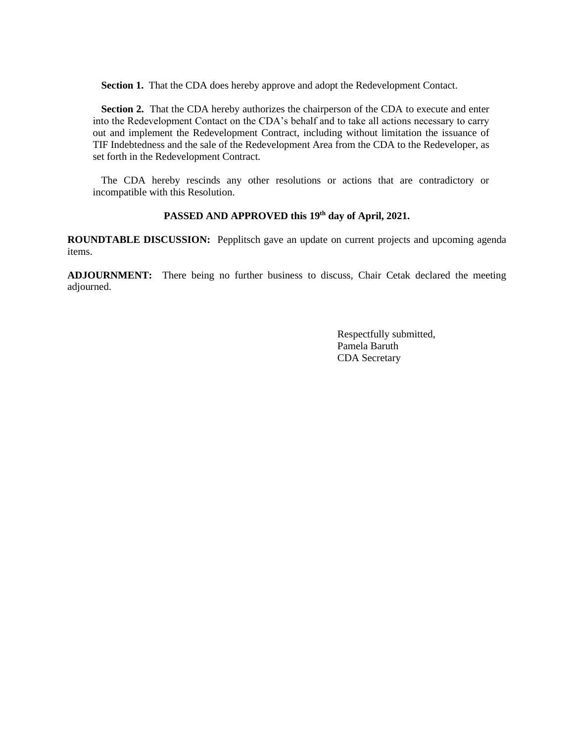**Section 1.** That the CDA does hereby approve and adopt the Redevelopment Contact.

**Section 2.** That the CDA hereby authorizes the chairperson of the CDA to execute and enter into the Redevelopment Contact on the CDA's behalf and to take all actions necessary to carry out and implement the Redevelopment Contract, including without limitation the issuance of TIF Indebtedness and the sale of the Redevelopment Area from the CDA to the Redeveloper, as set forth in the Redevelopment Contract.

The CDA hereby rescinds any other resolutions or actions that are contradictory or incompatible with this Resolution.

**PASSED AND APPROVED this 19th day of April, 2021.**

**ROUNDTABLE DISCUSSION:** Pepplitsch gave an update on current projects and upcoming agenda items.

**ADJOURNMENT:** There being no further business to discuss, Chair Cetak declared the meeting adjourned.

Respectfully submitted,
Pamela Baruth
CDA Secretary